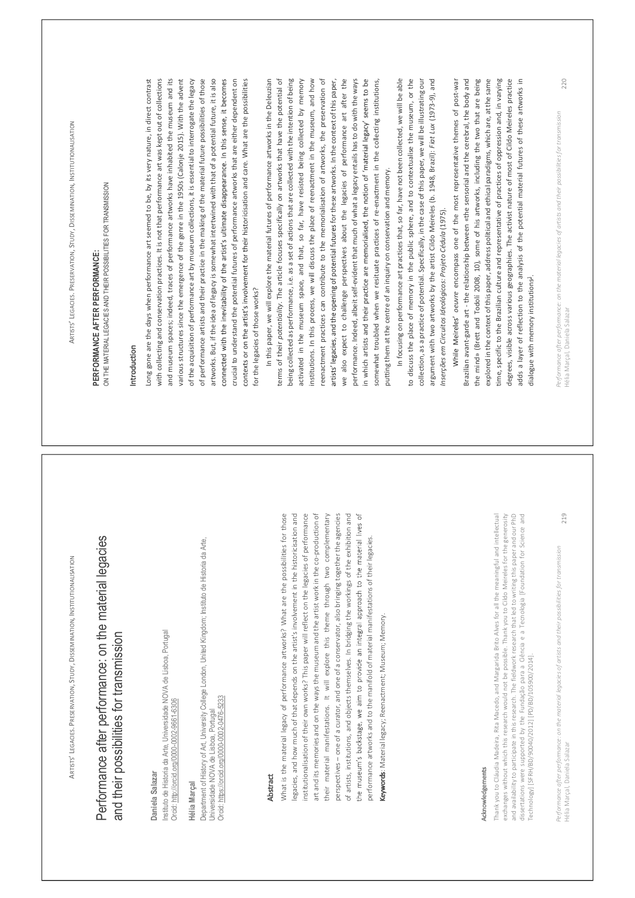# Performance after performance: on the material legacies and their possibilities for transmission

**Daniela Salazar**
Instituto de História da Arte, Universidade NOVA de Lisboa, Portugal
Orcid: http://orcid.org/0000-0002-9661-6306

**Hélia Marçal**
Department of History of Art, University College London, United Kingdom; Instituto de História da Arte, Universidade NOVA de Lisboa, Portugal
Orcid: https://orcid.org/0000-0002-0476-5233

## Abstract

What is the material legacy of performance artworks? What are the possibilities for those legacies, and how much of that depends on the artist's involvement in the historicisation and institutionalisation of their own works? This paper will reflect on the legacies of performance art and its memories and on the ways the museum and the artist work in the co-production of their material manifestations. It will explore this theme through two complementary perspectives – one of a curator, and one of a conservator, also bringing together the agencies of artists, institutions, and objects themselves. In bridging the workings of the exhibition and the museum's backstage, we aim to provide an integral approach to the material lives of performance artworks and to the manifold of material manifestations of their legacies.

**Keywords**: Material legacy; Reenactment; Museum; Memory.

## Acknowledgements

Thank you to Cláudia Madeira, Rita Macedo, and Margarida Brito Alves for all the meaningful and intellectual exchanges without which this research would not be possible. Thank you to Cildo Meireles for the generosity and availability to participate in this research. The fieldwork research that led to writing this paper and our PhD dissertations were supported by the Fundação para a Ciência e a Tecnologia [Foundation for Science and Technology] [SFRH/BD/90040/2012] [PD/BD/105900/2014].

# PERFORMANCE AFTER PERFORMANCE:

ON THE MATERIAL LEGACIES AND THEIR POSSIBILITIES FOR TRANSMISSION

## Introduction

Long gone are the days when performance art seemed to be, by its very nature, in direct contrast with collecting and conservation practices. It is not that performance art was kept out of collections and museum spaces; indeed, traces of performance artworks have inhabited the museum and its various structures since the emergence of the genre in the 1950s (Calonje 2015). With the advent of the acquisition of performance art by museum collections, it is essential to interrogate the legacy of performance artists and their practice in the making of the material future possibilities of those artworks. But, if the idea of legacy is somewhat intertwined with that of a potential future, it is also connected with the inevitability of the artist's ultimate disappearance. In this sense, it becomes crucial to understand the potential futures of performance artworks that are either dependent on contexts or on the artist's involvement for their historicisation and care. What are the possibilities for the legacies of those works?

In this paper, we will explore the material futures of performance artworks in the Deleuzian terms of their *potentiality*. The article focuses specifically on artworks that have the potential of being collected as performance, i.e. as a set of actions that are collected with the intention of being activated in the museum space, and that, so far, have resisted being collected by memory institutions. In this process, we will discuss the place of reenactment in the museum, and how reenactment practices can contribute to the memorialisation of artworks, the preservation of artists' legacies, and the opening of potential futures for these artworks. In the context of this paper, we also expect to challenge perspectives about the legacies of performance art after the performance. Indeed, albeit self-evident that much of what a legacy entails has to do with the ways in which artists and their practice are memorialised, the notion of 'material legacy' seems to be somewhat troubled when we resituate practices of re-enactment in the collecting institutions, putting them at the centre of an inquiry on conservation and memory.

In focusing on performance art practices that, so far, have not been collected, we will be able to discuss the place of memory in the public sphere, and to contextualise the museum, or the collection, as a practice of potential. Specifically, in the case of this paper, we will be illustrating our argument with two artworks by the artist Cildo Meireles (b. 1948, Brazil): *Fiat Lux* (1973-9), and *Inserções em Circuitos Ideológicos: Projeto Cédula* (1975).

While Meireles' *oeuvre* encompass one of the most representative themes of post-war Brazilian avant-garde art - the relationship between «the sensorial and the cerebral, the body and the mind» (Brett and Todolí 2008, 10), some of his artworks, including the two that are being explored in the context of this paper, address political and ethical paradigms, which are, at the same time, specific to the Brazilian culture and representative of practices of oppression and, in varying degrees, visible across various geographies. The activist nature of most of Cildo Meireles practice adds a layer of reflection to the analysis of the potential material futures of these artworks in dialogue with memory institutions[1].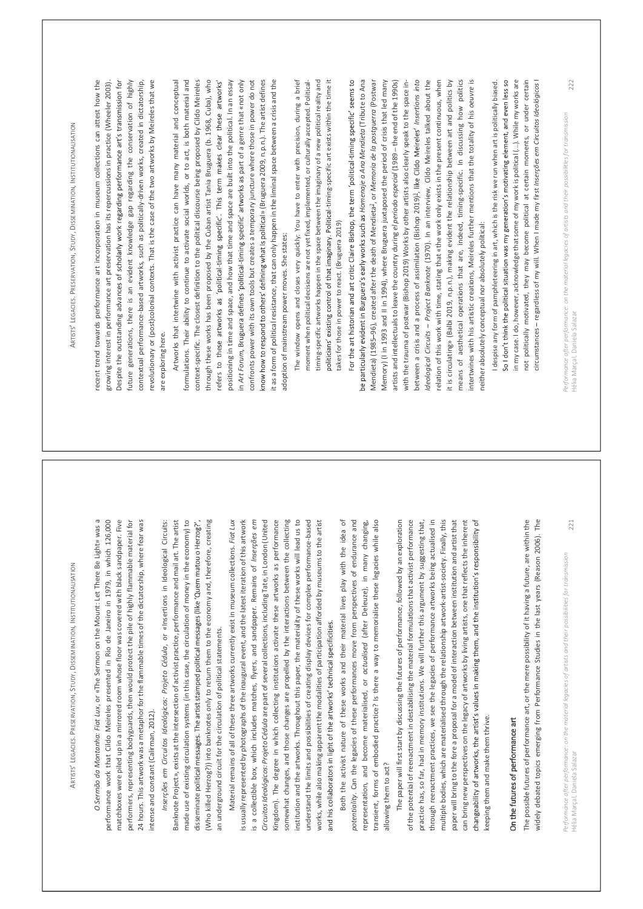*O Sermão da Montanha: Fiat Lux*, or «The Sermon on the Mount: Let There Be Light» was a performance work that Cildo Meireles presented in Rio de Janeiro in 1979, in which 126,000 matchboxes were piled up in a mirrored room whose floor was covered with black sandpaper. Five performers, representing bodyguards, then would protect the pile of highly flammable material for 24 hours. This artwork was a metaphor for the flammable times of the dictatorship, where fear was intense and constant (Callman, 2012).

*Inserções em Circuitos Ideológicos: Projeto Cédula*, or «Insertions in Ideological Circuits: Banknote Project», exists at the intersection of activist practice, performance and mail art. The artist made use of existing circulation systems (in this case, the circulation of money in the economy) to disseminate political messages. The artist stamped political messages (like 'Quem matou o Herzog?', (Who killed Herzog?)) into banknotes only to return them to the economy and, therefore, creating an underground circuit for the circulation of political statements.

Material remains of all of these three artworks currently exist in museum collections. *Fiat Lux* is usually represented by photographs of the inaugural event, and the latest iteration of this artwork is a collectible box, which includes matches, flyers, and sandpaper. Remains of *Inserções em Circuitos Ideológicos: Projeto Cédula* are part of several collections, including Tate, in London (United Kingdom). The degree in which collecting institutions activate these artworks as performance somewhat changes, and those changes are propelled by the interactions between the collecting institution and the artworks. Throughout this paper, the materiality of these works will lead us to understand the limits and possibilities of creating display devices for complex performance-based works, while also making apparent the modalities of participation afforded by museums to the artist and his collaborators in light of the artworks' technical specificities.

Both the activist nature of these works and their material lives play with the idea of *potentiality*. Can the legacies of these performances move from perspectives of endurance and representation, and become materialised, or *actualised* (after Deleuze), in many changing, transient, forms of embodied practice? Is there a way to memorialise these legacies while also allowing them to act?

The paper will first start by discussing the futures of performance, followed by an exploration of the potential of reenactment in destabilising the material formulations that activist performance practice has, so far, had in memory institutions. We will further this argument by suggesting that, through reenactment practices, we see the legacies of performance artworks being actualised in multiple bodies, which are materialised through the relationship artwork-artist-society. Finally, this paper will bring to the fore a proposal for a model of interaction between institution and artist that can bring new perspectives on the legacy of artworks by living artists, one that reflects the inherent changeability of artworks, the artist's values in making them, and the institution's responsibility of keeping them and make them thrive.

## On the futures of performance art

The possible futures of performance art, or the mere possibility of it having a future, are within the widely debated topics emerging from Performance Studies in the last years (Reason 2006). The recent trend towards performance art incorporation in museum collections can attest how the growing interest in performance art preservation has its repercussions in practice (Wheeler 2003). Despite the outstanding advances of scholarly work regarding performance art's transmission for future generations, there is an evident knowledge gap regarding the conservation of highly contextual performance-based artworks, such as politically-driven works, created in dictatorship, revolutionary or (post)colonial contexts. That is the case of the two artworks by Meireles that we are exploring here.

Artworks that intertwine with activist practice can have many material and conceptual formulations. Their ability to continue to activate social worlds, or to act, is both material and context-specific. The closest definition to the political discourse being proposed by Cildo Meireles through these works has been proposed by the Cuban artist Tania Bruguera (b. 1968, Cuba), who refers to these artworks as 'political-timing specific'. This term makes clear these artworks' positioning in time and space, and how that time and space are built into the political. In an essay in *Art Forum*, Bruguera defines 'political-timing specific' artworks as part of a genre that «not only confronts power with its own tools but creates a temporary juncture where those in power do not know how to respond to others' defining what is political» (Bruguera 2009, n.p.n.). The artist defines it as a form of political resistance, that can only happen in the liminal space between a crisis and the adoption of mainstream power moves. She states:

> The window opens and closes very quickly: You have to enter with precision, during a brief moment when political decisions are not yet fixed, implemented, or culturally accepted. Political-timing-specific artworks happen in the space between the imaginary of a new political reality and politicians' existing control of that imaginary. Political-timing-specific art exists within the time it takes for those in power to react. (Bruguera 2019)

For the art historian and art critic Claire Bishop, the term 'political-timing specific' seems to be particularly evident in Bruguera's early works such as *Homenaje a Ana Mendieta* (Tribute to Ana Mendieta) (1985–96), created after the death of Mendieta[2], or *Memoria de la postguerra* (Postwar Memory) (I in 1993 and II in 1994), where Bruguera juxtaposed the period of crisis that led many artists and intellectuals to leave the country during *el período especial* (1989 – the end of the 1990s) with the trauma of postwar (Bishop 2019) Works by other artists also clearly speak to the space in-between a crisis and a process of assimilation (Bishop 2019)[3], like Cildo Meireles' *Insertions into Ideological Circuits – Project Banknote* (1970). In an interview, Cildo Meireles talked about the relation of this work with time, stating that «the work only exists in the present continuous, when it is circulating» (Balbi 2019, n.p.n.), making evident the relationship between art and politics by means of aesthetical operations that are, indeed, timing-specific. In discussing how politics intertwines with his artistic creations, Meireles further mentions that the totality of his *oeuvre* is neither absolutely conceptual nor absolutely political:

> I despise any form of pamphleteering in art, which is the risk we run when art is politically biased. So I don't think the political situation was my generation's motivating element, and even less so in my case. I do, however, acknowledge that some of my work is political (...). While my works are not politically motivated, they may become political at certain moments, or under certain circumstances – regardless of my will. When I made my first *Inserções em Circuitos Ideológicos* I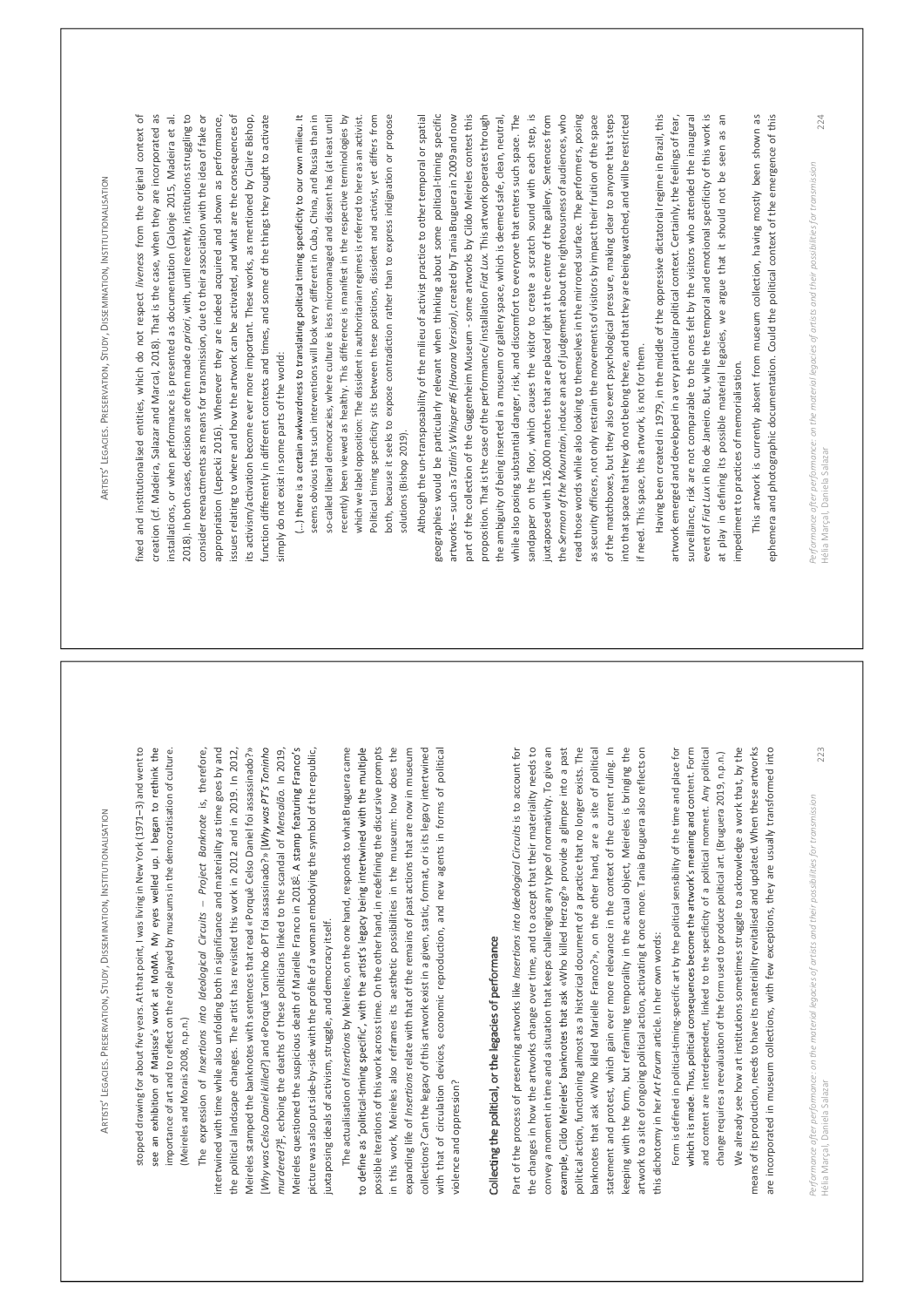stopped drawing for about five years. At that point, I was living in New York (1971–3) and went to see an exhibition of Matisse's work at MoMA. My eyes welled up. I began to rethink the importance of art and to reflect on the role played by museums in the democratisation of culture. (Meireles and Morais 2008, n.p.n.)

The expression of *Insertions into Ideological Circuits – Project Banknote* is, therefore, intertwined with time while also unfolding both in significance and materiality as time goes by and the political landscape changes. The artist has revisited this work in 2012 and in 2019. In 2012, Meireles stamped the banknotes with sentences that read «Porquê Celso Daniel foi assassinado?» [*Why was Celso Daniel killed?*] and «Porquê Toninho do PT foi assassinado?» [*Why was PT's Toninho murdered?*][5], echoing the deaths of these politicians linked to the scandal of *Mensalão*. In 2019, Meireles questioned the suspicious death of Marielle Franco in 2018[6]. A stamp featuring Franco's picture was also put side-by-side with the profile of a woman embodying the symbol of the republic, juxtaposing ideals of activism, struggle, and democracy itself.

The actualisation of *Insertions* by Meireles, on the one hand, responds to what Bruguera came to define as 'political-timing specific', with the artist's legacy being intertwined with the multiple possible iterations of this work across time. On the other hand, in redefining the discursive prompts in this work, Meireles also reframes its aesthetic possibilities in the museum: how does the expanding life of *Insertions* relate with that of the remains of past actions that are now in museum collections? Can the legacy of this artwork exist in a given, static, format, or is its legacy intertwined with that of circulation devices, economic reproduction, and new agents in forms of political violence and oppression?

## Collecting the political, or the legacies of performance

Part of the process of preserving artworks like *Insertions into Ideological Circuits* is to account for the changes in how the artworks change over time, and to accept that their materiality needs to convey a moment in time and a situation that keeps challenging any type of normativity. To give an example, Cildo Meireles' banknotes that ask «Who killed Herzog?» provide a glimpse into a past political action, functioning almost as a historical document of a practice that no longer exists. The banknotes that ask «Who killed Marielle Franco?», on the other hand, are a site of political statement and protest, which gain ever more relevance in the context of the current ruling. In keeping with the form, but reframing temporality in the actual object, Meireles is bringing the artwork to a site of ongoing political action, activating it once more. Tania Bruguera also reflects on this dichotomy in her *Art Forum* article. In her own words:

> Form is defined in political-timing-specific art by the political sensibility of the time and place for which it is made. Thus, political consequences become the artwork's meaning and content. Form and content are interdependent, linked to the specificity of a political moment. Any political change requires a reevaluation of the form used to produce political art. (Bruguera 2019, n.p.n.)

We already see how art institutions sometimes struggle to acknowledge a work that, by the means of its production, needs to have its materiality revitalised and updated. When these artworks are incorporated in museum collections, with few exceptions, they are usually transformed into fixed and institutionalised entities, which do not respect *liveness* from the original context of creation (cf. Madeira, Salazar and Marçal, 2018). That is the case, when they are incorporated as installations, or when performance is presented as documentation (Calonje 2015, Madeira et al. 2018). In both cases, decisions are often made *a priori*, with, until recently, institutions struggling to consider reenactments as means for transmission, due to their association with the idea of fake or appropriation (Lepecki 2016). Whenever they are indeed acquired and shown as performance, issues relating to where and how the artwork can be activated, and what are the consequences of its activism/activation become ever more important. These works, as mentioned by Claire Bishop, function differently in different contexts and times, and some of the things they ought to activate simply do not exist in some parts of the world:

> (...) there is a certain awkwardness to translating political timing specificity to our own milieu. It seems obvious that such interventions will look very different in Cuba, China, and Russia than in so-called liberal democracies, where culture is less micromanaged and dissent has (at least until recently) been viewed as healthy. This difference is manifest in the respective terminologies by which we label opposition: The dissident in authoritarian regimes is referred to here as an activist. Political timing specificity sits between these positions, dissident and activist, yet differs from both, because it seeks to expose contradiction rather than to express indignation or propose solutions (Bishop 2019).

Although the un-transposability of the milieu of activist practice to other temporal or spatial geographies would be particularly relevant when thinking about some political-timing specific artworks – such as *Tatlin's Whisper #6 (Havana Version)*, created by Tania Bruguera in 2009 and now part of the collection of the Guggenheim Museum - some artworks by Cildo Meireles contest this proposition. That is the case of the performance/installation *Fiat Lux*. This artwork operates through the ambiguity of being inserted in a museum or gallery space, which is deemed safe, clean, neutral, while also posing substantial danger, risk, and discomfort to everyone that enters such space. The sandpaper on the floor, which causes the visitor to create a scratch sound with each step, is juxtaposed with 126,000 matches that are placed right at the centre of the gallery. Sentences from the *Sermon of the Mountain*, induce an act of judgement about the righteousness of audiences, who read those words while also looking to themselves in the mirrored surface. The performers, posing as security officers, not only restrain the movements of visitors by impact their fruition of the space of the matchboxes, but they also exert psychological pressure, making clear to anyone that steps into that space that they do not belong there, and that they are being watched, and will be restricted if need. This space, this artwork, is not for them.

Having been created in 1979, in the middle of the oppressive dictatorial regime in Brazil, this artwork emerged and developed in a very particular political context. Certainly, the feelings of fear, surveillance, risk are not comparable to the ones felt by the visitors who attended the inaugural event of *Fiat Lux* in Rio de Janeiro. But, while the temporal and emotional specificity of this work is at play in defining its possible material legacies, we argue that it should not be seen as an impediment to practices of memorialisation.

This artwork is currently absent from museum collection, having mostly been shown as ephemera and photographic documentation. Could the political context of the emergence of this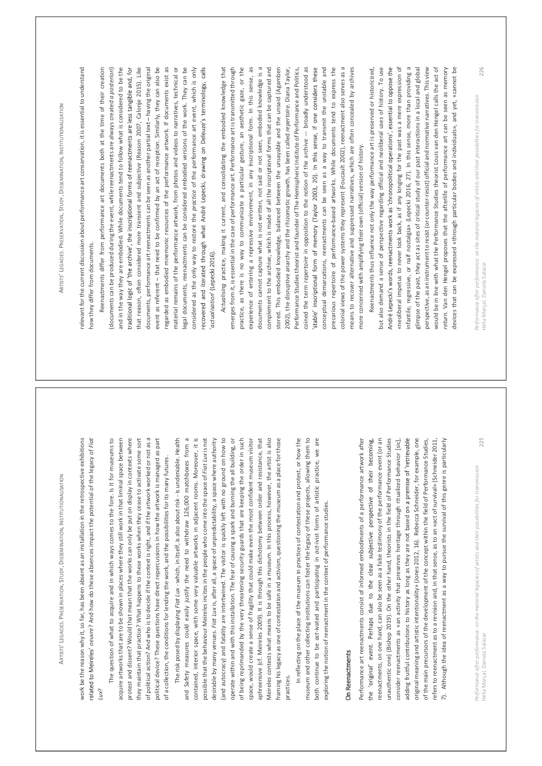work be the reason why it, so far, has been absent as an installation in the retrospective exhibitions related to Meireles' *oeuvre*? And how do these absences impact the potential of the legacy of *Fiat Lux*?

The question of what to acquire and in which ways comes to the fore. Is it for museums to acquire artworks that are to be shown in places where they still work in that liminal space between protest and dissent? Would that mean that the works can only be put on display in contexts where they maintain that practice? What happens to these works when they cease to activate some sort of political action? And who is to decide if the context is right, and if the artwork worked or not as a political device? These questions have direct repercussions in how the artwork is managed as part of a collection, the conditions for lending the work, and the possibilities for its many futures.

The risk posed by displaying *Fiat Lux* - which, in itself, is also about risk - is undeniable. Health and Safety measures could easily justify the need to withdraw 126,000 matchboxes from a contained, interior space, with some very valuable artworks in adjacent rooms. Moreover, it is possible that the behaviour Meireles incites in the people who come into the space of *Fiat Lux* is not desirable by many venues. *Fiat Lux* is, after all, a space of unpredictability, a space where authority (and autocracy) and fatality are intertwined. The visitor is quickly left with no ground on how to operate within and with this installation. The fear of causing a spark and burning the all building, or of being reprimanded by the very threatening security guards that are keeping the order in such space, would create a sense of fragility that could make even the most confident museum visitor aphreensive (cf. Meireles 2009). It is through this dichotomy between order and resistance, that Meireles contests what means to be safe in a museum. In this process, however, the artist is also framing his legacy as one of contestation and activism, questioning the museum as a place for those practices.

In reflecting on the place of the museum in practices of contestation and protest, or how the museum and other collecting institutions can foster the legacy of these projects, allowing them to both continue to be *act*-ivated and participating in *act*-ivist forms of artistic practice, we are exploring the notion of reenactment in the context of performance studies.

## On Reenactments

Performance art reenactments consist of informed embodiments of a performance artwork after the 'original' event. Perhaps due to the clear subjective perspective of their becoming, reenactments, on one hand, can also be seen as a false testimony of the performance event (or an unauthentic one) (Bishop 2019). On the other hand, theorists in the field of Performance Studies consider reenactments as «an activity that preserves heritage through ritualized behavior [sic], adding fruitful contributions to history as long as they are not based on a premise of 'retrievable original meaning and artistic intentionality» (Jones 2012, 16). Rebecca Schneider, for example, one of the main precursors of the development of the concept within the field of Performance Studies, refers to reenactment as to a revision and, in that sense, as to an «act of survival» (Schneider 2011, 7). Although the idea of reenactment as a way to pursue the survival of this genre is particularly relevant for the current discussion about performance art conservation, it is essential to understand how they differ from documents.

Reenactments differ from performance art documents both at the time of their creation (documents can be produced during the event, while reenactments are always created *a posteriori*) and in the way they are embodied. While documents tend to follow what is considered to be the traditional logic of 'the archive', the inscriptional forms of reenactments are less tangible and, for that reason, often considered more transient and subjective (Reason 2007, Calonje 2015). Like documents, performance art reenactments can be seen as another partial text – having the original event as referent – that need to be confirmed by an act of reception. Similarly, they can also be regarded as embodied mnemonic resources of the performance artwork. If documents exist as material remains of the performance artwork, from photos and videos to narratives, technical or legal documents, reenactments can be considered embodied versions of the work. They can be considered as the only way to restore the *practice* of the performance art event, which is only recovered and iterated through what André Lepecki, drawing on Deleuze's terminology, calls '*actualisation*' (Lepecki 2016).

*Actualising* practice, making it current, and consolidating the embodied knowledge that emerges from it, is essential in the case of performance art. Performance art is transmitted through practice, as there is no way to communicate a particular gesture, an aesthetic gaze, or the experience of entering a repressive environment, in any inscriptional form. In this sense, as documents cannot capture what is not written, not said or not seen, embodied knowledge is a complement to the archive, which is made of all the inscriptional forms that can be captured and stored. This embodied knowledge, balanced between the unsayable and the unsaid (Agamben 2002), the disruptive anarchy and the rhizomatic growth, has been called *repertoire*. Diana Taylor, Performance Studies theorist and founder of The Hemispheric Institute of Performance and Politics, coined the term *repertoire* in opposition to the notion of the archive — broadly understood as 'stable' inscriptional form of memory (Taylor 2003, 20). In this sense, if one considers these conceptual demarcations, reenactments can be seen as a way to transmit the unstable and precarious repertoire of performance-based artworks. While documents tend to express the colonial views of the power systems they represent (Foucault 2002), reenactment also serves as a means to recover alternative and suppressed narratives, which are often concealed by archives more concerned with amplifying their own (official) version of history.

Reenactments thus influence not only the way performance art is preserved or historicized, but also demand a sense of perspective regarding official and neoliberal uses of history. To use André Lepecki's words, reenactments work as 'chronopolitical operations', essential to oppose the «neoliberal impetus to never look back, as if any longing for the past was a mere expression of infantile, regressive, or naïf nostalgia» (Lepecki 2016, 27). In this sense, more than providing a glimpse of the past, they act as sites of critical study of our past interactions in a local and global perspective, as an instrument to resist (or counter-resist) official and normative narratives. This view would be in line with what the Performance Studies theorist Louis van den Hengel calls the act of *return*. Van den Hengel proposes that the afterlife of performance art can be seen as memory devices that can be expressed «through particular bodies and individuals», and yet, «cannot be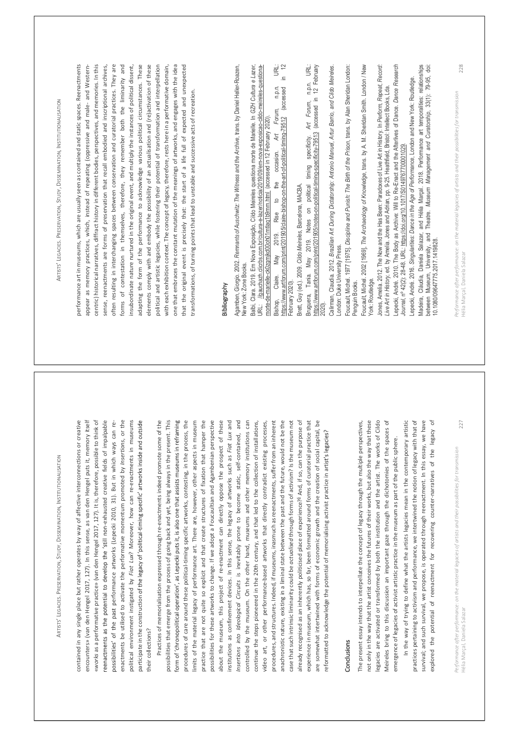contained in any single place but rather operates by way of affective interconnections or creative encounters» (van den Hengel 2017, 127). In this sense, as van den Hengel puts it, memory itself «works as a performative practice» (van den Hengel 2017, 127). It is, therefore, possible to think of reenactments as the potential to develop the 'still non-exhausted creative fields of impalpable possibilities' of the past performance artworks (Lepecki 2010, 31). But in which ways can re-enactments be utilised to activate the performative momentum promoted by *Insertions*, or the political environment instigated by *Fiat Lux*? Moreover, how can re-enactments in museums participate in the construction of the legacy of 'political-timing specific' artworks inside and outside their collections?

Practices of memorialisation expressed through re-enactments indeed promote some of the possibilities that emerge from the process of going back and yet, being always in the present. This form of 'chronopolitical operation', as Lepecki puts it, is also one that assists museums in reframing procedures of care around these political-timing specific artworks, contesting, in the process, the limits of the material legacy of performance art. There are, however, other aspects in museum practice that are not quite so explicit and that create structures of fixation that hamper the possibilities for these artworks to change. If we adopt a Foucaultian and Agambenian perspective about the museum, this project of re-enactment can directly oppose the prospect of these institutions as confinement devices. In this sense, the legacy of artworks such as *Fiat Lux* and *Insertions into Ideological Circuits* is inevitably prone to become static, self-contained, and controlled by the museum. On the other hand, museums and other memory institutions can continue the steps pioneered in the 20th century, and that led to the collection of installations, video art, or other performance-based artworks that directly contradict existing processes, procedures, and structures. Indeed, if museums, inasmuch as reenactments, suffer from an inherent anachronistic nature, existing in a liminal state between the past and the future, would not be the case that such intrinsic liminarity could be *actualised* through forms of activism? Is the museum not already recognised as an inherently politicised place of experience?[6] And, if so, can the purpose of experience in museum, which has, so far, been formatted around forms of curatorial practice that are somewhat intertwined with forms of economic growth and the creation of social capital, be reformatted to acknowledge the potential of memorialising activist practice in artist's legacies?

## Conclusions

The present essay intends to interpellate the concept of legacy through the multiple perspectives, not only in the way that the artist conceives the futures of their works, but also the way that these legacies are activated or transformed by both the institution and the artist. The works of Cildo Meireles bring to this discussion an important gaze through the dichotomies of the spaces of emergence of legacies of activist artistic practice in the museum as part of the public sphere.

In the way of trying to define what the artists legacies mean in the contemporary artistic practices pertaining to activism and performance, we intertwined the notion of legacy with that of survival; and such survival, we propose, is operated through reenactment. In this essay, we have explored the potential of reenactment for recovering counter-narratives of the legacy of performance art in museums, which are usually seen as contained and static spaces. Reenactments appear as memory practices, which, instead of repeating (oppressive and male- and Western-centric) historical narratives, diffract history in different bodies, perspectives, and memories. In this sense, reenactments are forms of preservation that recall embodied and inscriptional archives, often resulting in interchanging spaces between conservation and curatorial practices. They are forms of contestation in themselves, therefore, they remember both the liminarity and insubordinate nature nurtured in the original event, and multiply the instances of political dissent, adapting the form of the performance to acknowledge various political circumstances. These elements comply with and embody the possibility of an actualisation and (re)activation of these political and artistic legacies, while fostering their potential of transformation and interpellation with each exhibition context. The concept of legacy, therefore, rests here in a performative domain, one that embraces the constant mutation of the meanings of artworks, and engages with the idea that the original event is precisely that: the start of a life full of expected and unexpected transformations, of turning points that lead to unstable and successive acts of recreation.

## Bibliography

Agamben, Giorgio. 2002. *Remnants of Auschwitz: The Witness and the Archive*, trans. by Daniel Heller-Roazen, New York: Zone Books.

Balbi, Clara. 2019. Em Nova Exposição, Cildo Meireles questiona morte de Marielle. In *GZH Cultura e Lazer*, URL: //gauchazh.clicrbs.com.br/cultura-e-lazer/noticia/2019/09/em-nova-exposicao-cildo-meireles-questiona-morte-de-marielle-ck0zqmkd00cn01mtaq1b9mm.html (accessed in 12 February 2020).

Bishop, Claire. May 2019. Rise to the occasion. *Art Forum*, n.p.n. URL: https://www.artforum.com/print/201905/claire-bishop-on-the-art-of-political-timing-79512 (accessed in 12 February 2020).

Brett, Guy (ed.). 2009. *Cildo Meireles*, Barcelona, MACBA.

Bruguera, Tania. May 2019. Notes on political timing specificity. *Art Forum*, n.p.n. URL: https://www.artforum.com/print/201905/notes-on-political-timing-specificity-79513 (accessed in 12 February 2020).

Calirman, Claudia. 2012. *Brazilian Art During Dictatorship: Antonio Manuel, Artur Barrio, and Cildo Meireles*. London: Duke University Press.

Foucault, Michel. 1977 [1975]. *Discipline and Punish: The Birth of the Prison*, trans. by Alan Sheridan London: Penguin Books.

Foucault, Michel. 2002 [1969]. *The Archaeology of Knowledge*, trans. by A. M. Sheridan Smith. London / New York: Routledge.

Jones, Amelia. 2012. The Now and the Has Been: Paradoxes of Live Art in History. In *Perform, Repeat, Record: Live Art in History*, ed. by Amelia Jones and Adrian, pp. 9-25. Heathfield, Bristol: Intellect Books, Lda.

Lepecki, André. 2010. The Body as Archive: Will to Re-Enact and the Afterlives of Dance. *Dance Research Journal*, nº 42(2): 28-48. URL: https://doi.org/10.1017/S0149767700001029.

Lepecki, André. 2016. *Singularities: Dance in the Age of Performance*, London and New York: Routledge.

Madeira, Cláudia, Daniela Salazar, and Hélia Marçal. 2018. Performance art temporalities: relationships between Museum, University, and Theatre. *Museum Management and Curatorship*, 33(1): 79-95, doi: 10.1080/09647775.2017.1419828.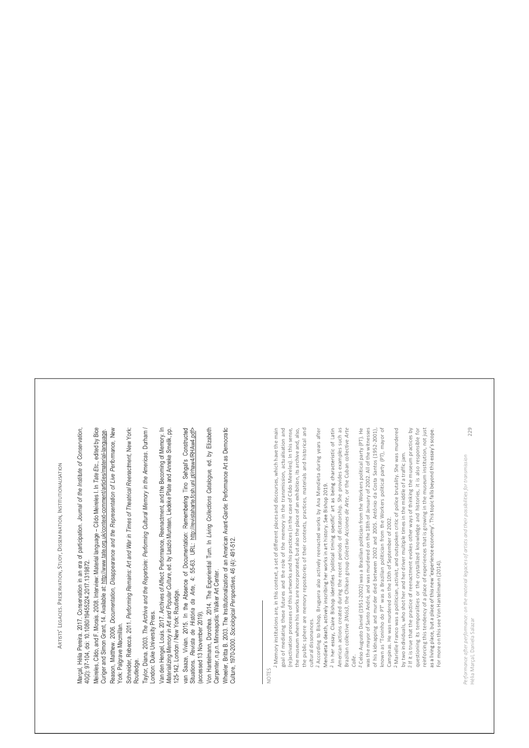Marçal, Hélia Pereira. 2017. Conservation in an era of participation. *Journal of the Institute of Conservation*, 40(2): 97-104, doi: 10.1080/19455224.2017.1319872.

Meireles, Cildo, and F. Morais. 2008. Interview: Material language – Cildo Meireles I. In *Tate Etc.*, edited by Bice Curiger and Simon Grant, 14. Available at: http://www.tate.org.uk/context-comment/articles/material-language.

Reason, Matthew. 2006. *Documentation, Disappearance and the Representation of Live Performance*. New York: Palgrave Macmillan.

Schneider, Rebecca. 2011. *Performing Remains: Art and War in Times of Theatrical Reenactment*. New York: Routledge.

Taylor, Diana. 2003. *The Archive and the Repertoire: Performing Cultural Memory in the Americas*. Durham / London: Duke University Press.

Van den Hengel, Louis. 2017. Archives of Affect: Performance, Reenactment, and the Becoming of Memory. In *Materializing Memory in Art and Popular Culture*, ed. by Laszlo Muntean, Liedeke Plate and Anneke Smelik, pp. 125-142. London / New York: Routledge.

van Saaze, Vivian. 2015. In the Absence of Documentation: Remembering Tino Sehgal's Constructed Situations. *Revista de História da Arte*, 4: 55-63. URL: http://revistaharte.fcsh.unl.pt/rhaw4/RHAw4.pdf> (accessed 13 November 2019).

Von Hantelmann, Dorothea. 2014. The Experiential Turn. In *Living Collections Catalogue*, ed. by Elizabeth Carpenter, n.p.n. Minneapolis: Walker Art Center.

Wheeler, Britta B. 2003. The Institutionalization of an American Avant-Garde: Performance Art as Democratic Culture, 1970-2000. *Sociological Perspectives*, 46 (4): 491-512.

NOTES

[1] Memory institutions are, in this context, a set of different places and discourses, which have the main goal of mediating these futures and the role of the memory in the transmission, actualisation and (re)activation processes of this artworks and his practices (in the case of Cildo Meireles). In this sense, the museum where his works are incorporated, but also the place of an exhibition, its archive and, also, the public sphere are memory repositories of their contexts, practices, materials and historical and cultural dissonances.

[2] According to Bishop, Bruguera also actively reenacted works by Ana Mendieta during years after Mendieta's death, actively inscribing her works in art history. See Bishop 2019.

[3] In her essay, Claire Bishop identifies 'political timing specific' art as being characteristic of Latin American actions created during the recent periods of dictatorship. She provides examples such as Brazilian collective *3Nós3*, the Chilean group *Colectivo Acciones de Arte*, or the Cuban collective *Arte Calle*.

[4] Celso Augusto Daniel (1951-2002) was a Brazilian politician from the Workers political party (PT). He was the mayor of Santo André, and was murdered on the 18th of January of 2002. All of the witnesses of his kidnapping and murder died between 2002 and 2005. Antônio da Costa Santos (1952-2001), known as "Toninho do PT" was a Brazilian politician from the Workers political party (PT), mayor of Campinas. He was murdered on the 10th of September of 2002.

[5] Marielle Franco was a politician, activist, and outspoken critic of police brutality. She was murdered by two individuals, who shot her and her driver multiple times in the middle of a traffic jam.

[6] If it is true that the practice of reenactment evokes other ways of thinking the museum practices by questioning its temporalities or the crystallized knowledge and histories, it is also responsible for reinforcing this tendency of a place of experiences that is growing in the museum institution, not just as a living place, but a place of this new 'experience economy'. This topic falls beyond this essay's scope. For more on this see Von Hantelmann (2014).